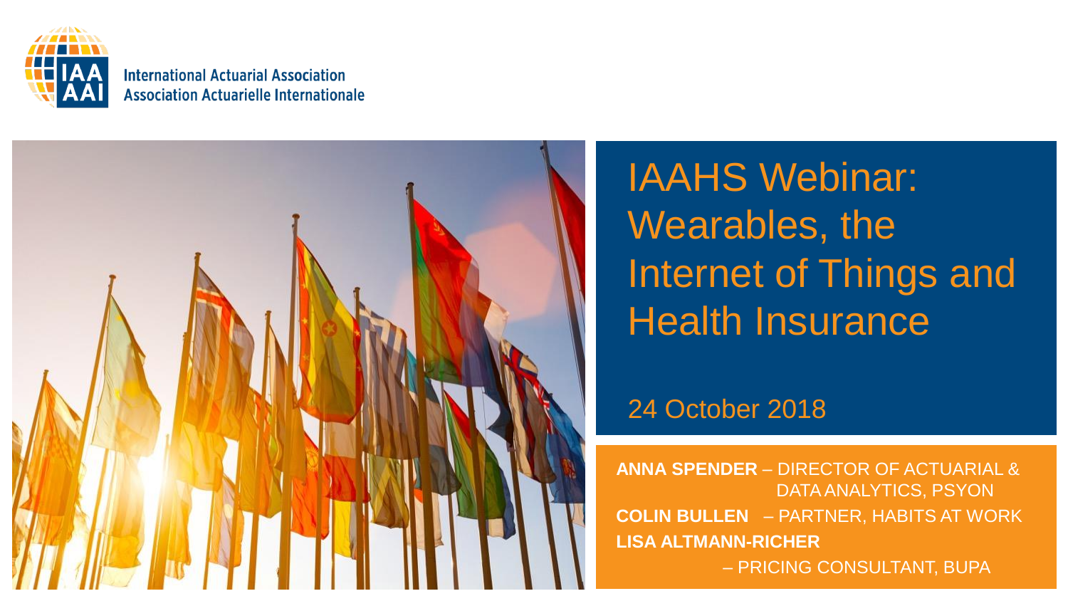International Actuarial Association
Association Actuarielle Internationale

# IAAHS Webinar: Wearables, the Internet of Things and Health Insurance

24 October 2018

**ANNA SPENDER** – DIRECTOR OF ACTUARIAL & DATA ANALYTICS, PSYON

**COLIN BULLEN** – PARTNER, HABITS AT WORK

**LISA ALTMANN-RICHER** – PRICING CONSULTANT, BUPA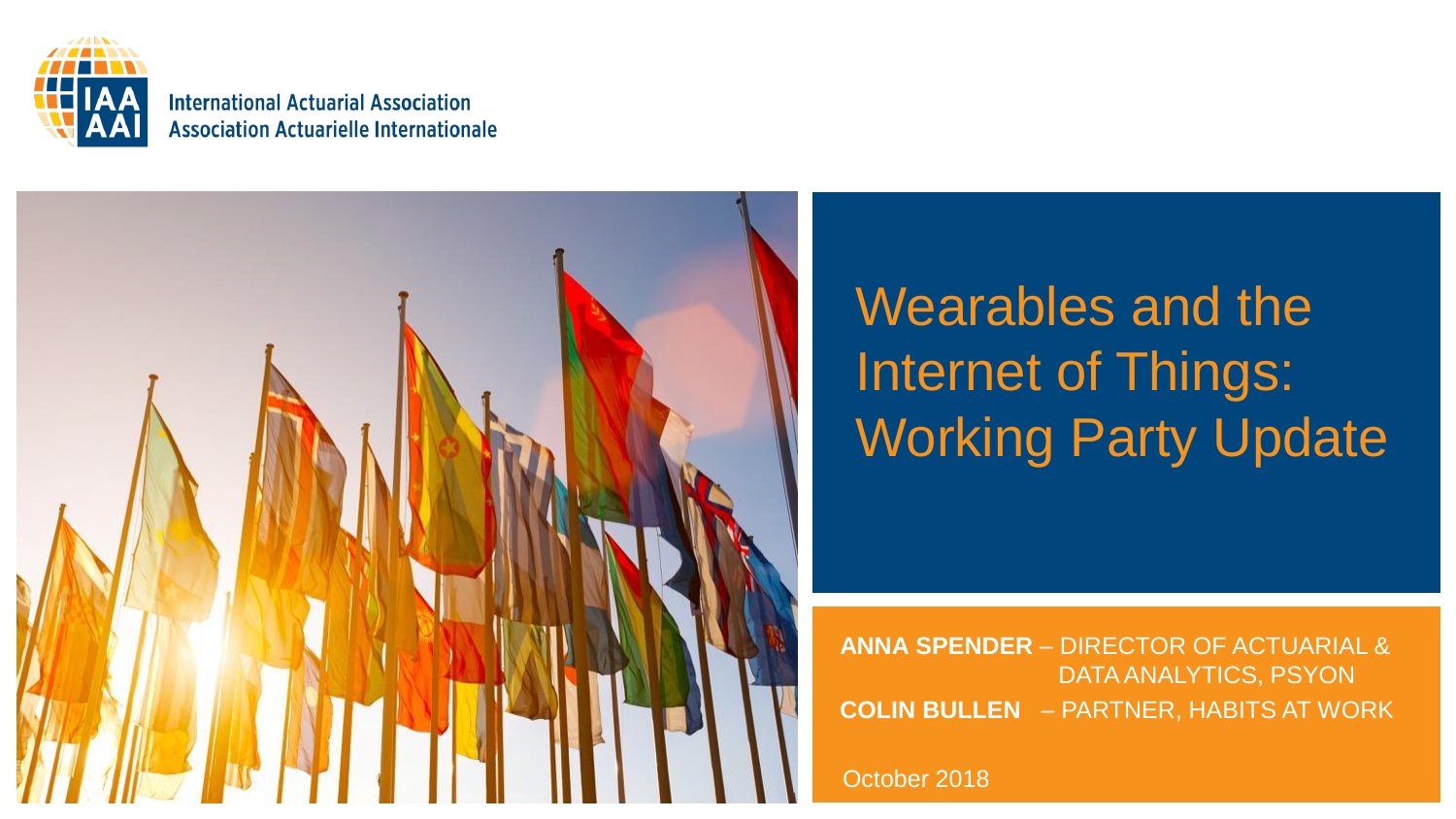International Actuarial Association
Association Actuarielle Internationale

# Wearables and the Internet of Things: Working Party Update

**ANNA SPENDER** – DIRECTOR OF ACTUARIAL & DATA ANALYTICS, PSYON

**COLIN BULLEN** – PARTNER, HABITS AT WORK

October 2018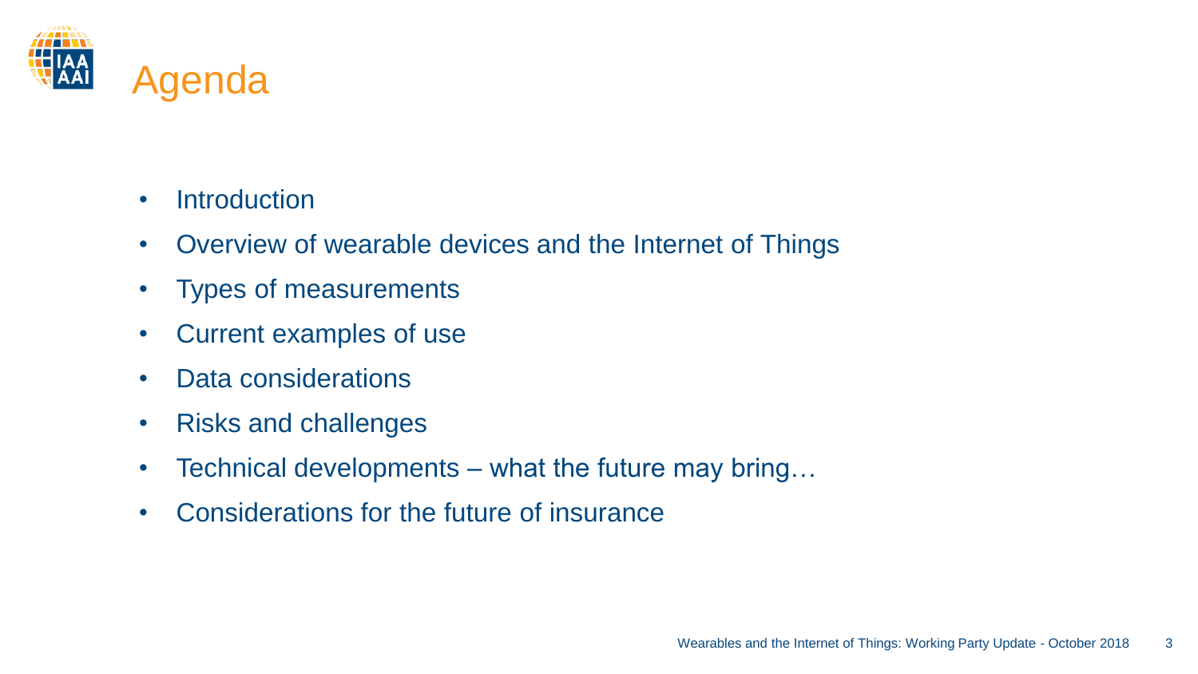# Agenda

- Introduction
- Overview of wearable devices and the Internet of Things
- Types of measurements
- Current examples of use
- Data considerations
- Risks and challenges
- Technical developments – what the future may bring…
- Considerations for the future of insurance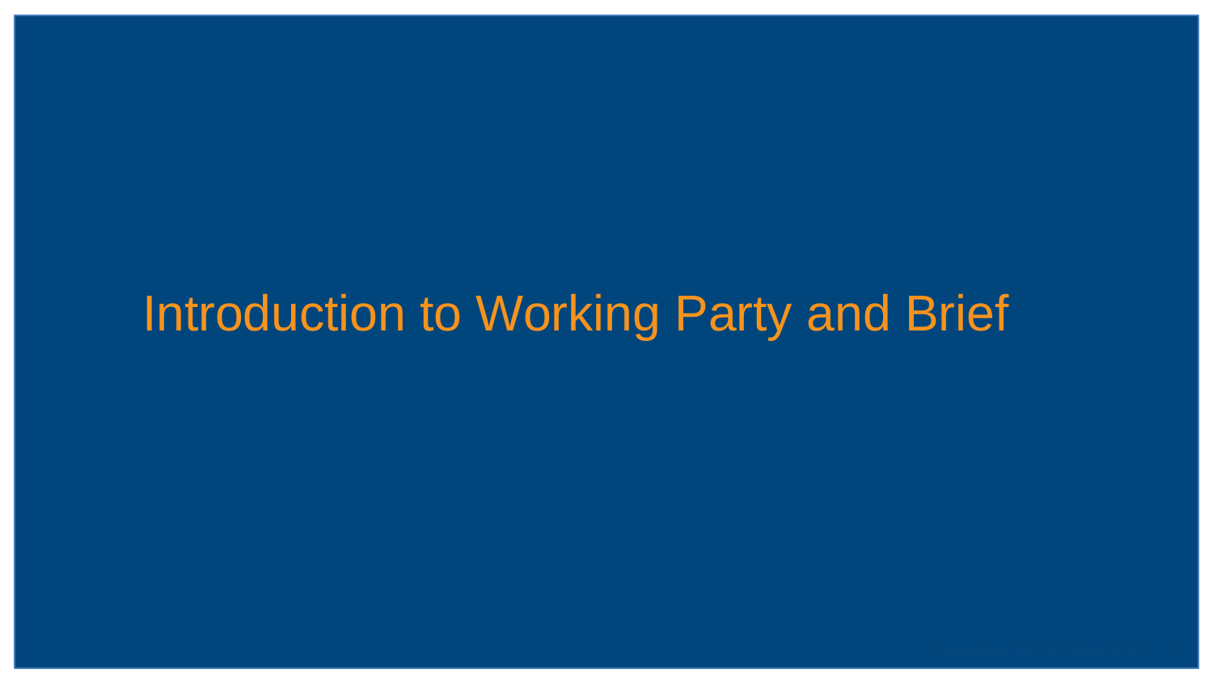# Introduction to Working Party and Brief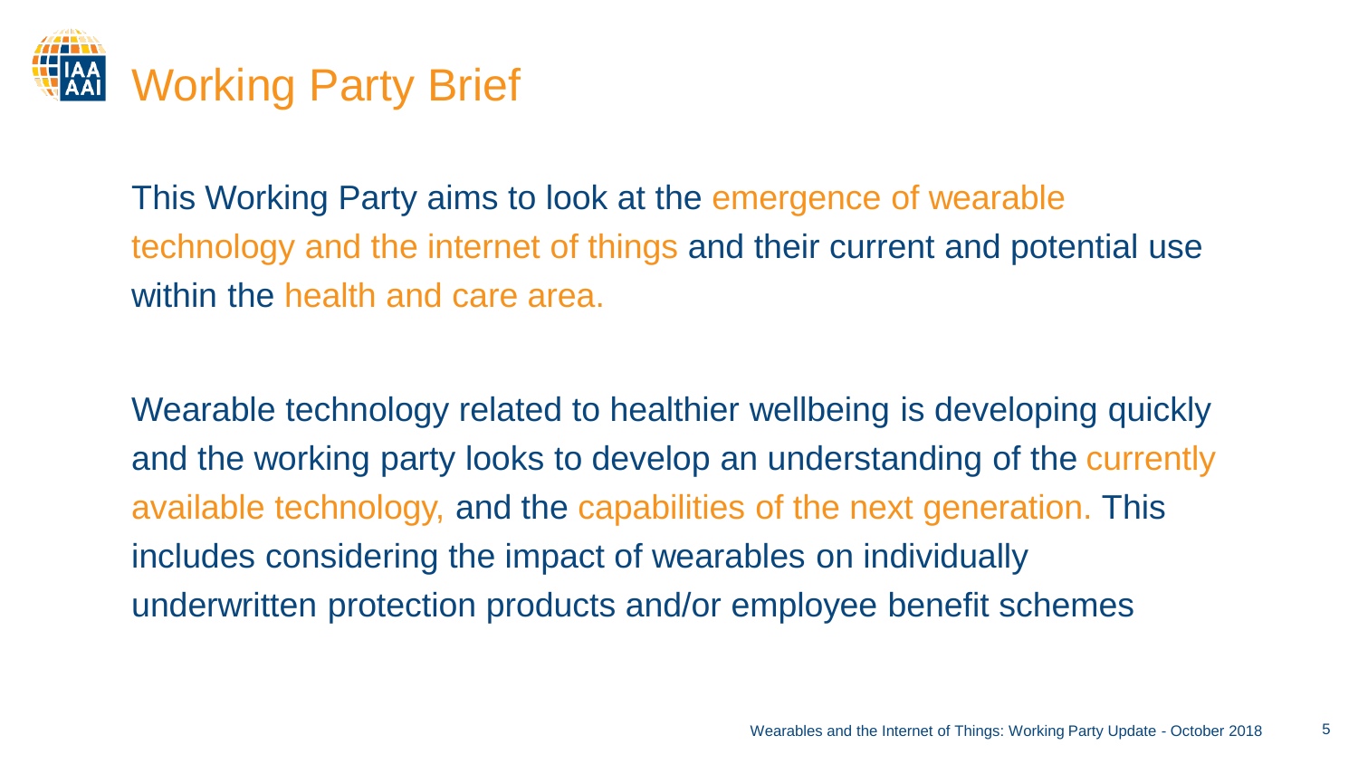# Working Party Brief

This Working Party aims to look at the emergence of wearable technology and the internet of things and their current and potential use within the health and care area.

Wearable technology related to healthier wellbeing is developing quickly and the working party looks to develop an understanding of the currently available technology, and the capabilities of the next generation. This includes considering the impact of wearables on individually underwritten protection products and/or employee benefit schemes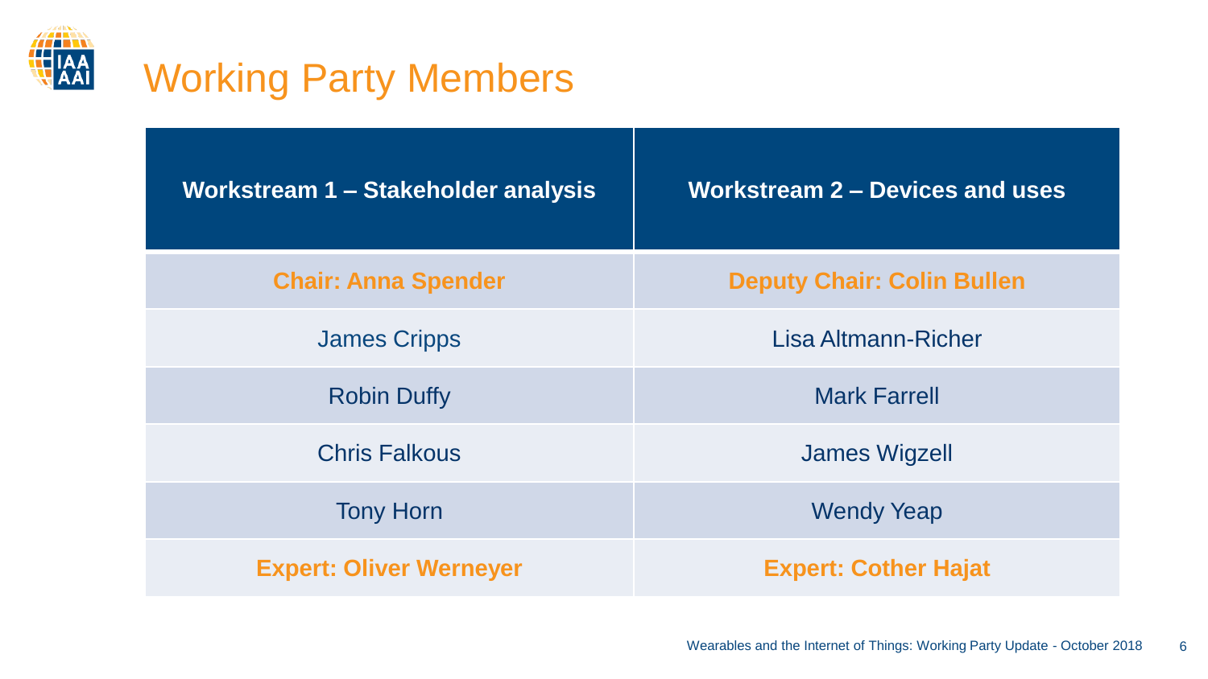# Working Party Members

| Workstream 1 – Stakeholder analysis | Workstream 2 – Devices and uses |
|---|---|
| **Chair: Anna Spender** | **Deputy Chair: Colin Bullen** |
| James Cripps | Lisa Altmann-Richer |
| Robin Duffy | Mark Farrell |
| Chris Falkous | James Wigzell |
| Tony Horn | Wendy Yeap |
| **Expert: Oliver Werneyer** | **Expert: Cother Hajat** |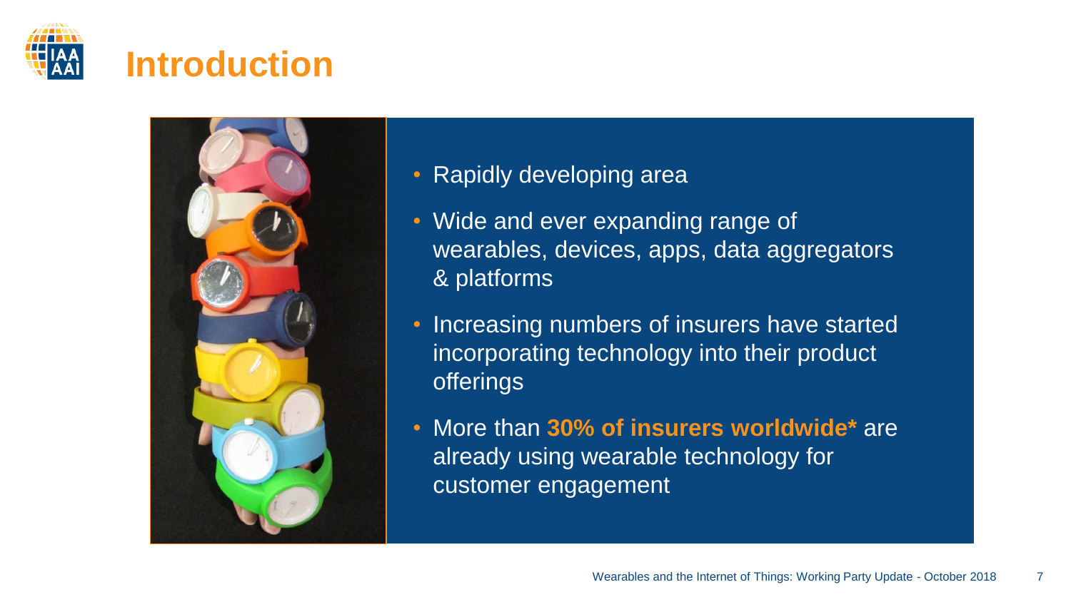# Introduction

- Rapidly developing area
- Wide and ever expanding range of wearables, devices, apps, data aggregators & platforms
- Increasing numbers of insurers have started incorporating technology into their product offerings
- More than **30% of insurers worldwide*** are already using wearable technology for customer engagement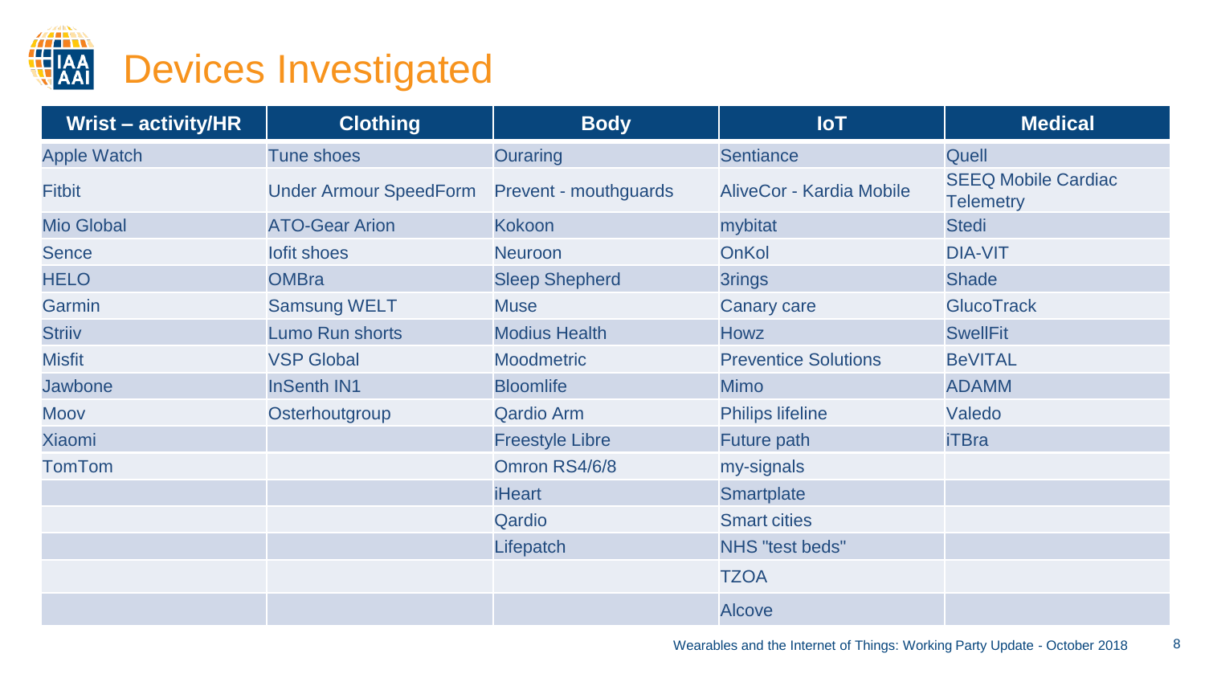# Devices Investigated

| Wrist – activity/HR | Clothing | Body | IoT | Medical |
|---|---|---|---|---|
| Apple Watch | Tune shoes | Ouraring | Sentiance | Quell |
| Fitbit | Under Armour SpeedForm | Prevent - mouthguards | AliveCor - Kardia Mobile | SEEQ Mobile Cardiac Telemetry |
| Mio Global | ATO-Gear Arion | Kokoon | mybitat | Stedi |
| Sence | Iofit shoes | Neuroon | OnKol | DIA-VIT |
| HELO | OMBra | Sleep Shepherd | 3rings | Shade |
| Garmin | Samsung WELT | Muse | Canary care | GlucoTrack |
| Striiv | Lumo Run shorts | Modius Health | Howz | SwellFit |
| Misfit | VSP Global | Moodmetric | Preventice Solutions | BeVITAL |
| Jawbone | InSenth IN1 | Bloomlife | Mimo | ADAMM |
| Moov | Osterhoutgroup | Qardio Arm | Philips lifeline | Valedo |
| Xiaomi | | Freestyle Libre | Future path | iTBra |
| TomTom | | Omron RS4/6/8 | my-signals | |
| | | iHeart | Smartplate | |
| | | Qardio | Smart cities | |
| | | Lifepatch | NHS "test beds" | |
| | | | TZOA | |
| | | | Alcove | |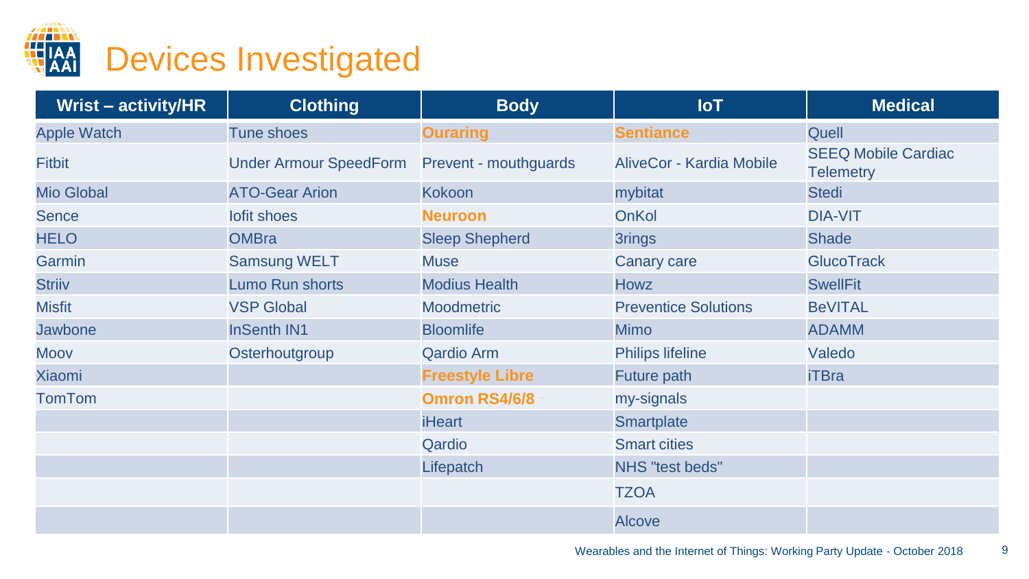# Devices Investigated

| Wrist – activity/HR | Clothing | Body | IoT | Medical |
| --- | --- | --- | --- | --- |
| Apple Watch | Tune shoes | **Ouraring** | **Sentiance** | Quell |
| Fitbit | Under Armour SpeedForm | Prevent - mouthguards | AliveCor - Kardia Mobile | SEEQ Mobile Cardiac Telemetry |
| Mio Global | ATO-Gear Arion | Kokoon | mybitat | Stedi |
| Sence | Iofit shoes | **Neuroon** | OnKol | DIA-VIT |
| HELO | OMBra | Sleep Shepherd | 3rings | Shade |
| Garmin | Samsung WELT | Muse | Canary care | GlucoTrack |
| Striiv | Lumo Run shorts | Modius Health | Howz | SwellFit |
| Misfit | VSP Global | Moodmetric | Preventice Solutions | BeVITAL |
| Jawbone | InSenth IN1 | Bloomlife | Mimo | ADAMM |
| Moov | Osterhoutgroup | Qardio Arm | Philips lifeline | Valedo |
| Xiaomi | | **Freestyle Libre** | Future path | iTBra |
| TomTom | | **Omron RS4/6/8** | my-signals | |
| | | iHeart | Smartplate | |
| | | Qardio | Smart cities | |
| | | Lifepatch | NHS "test beds" | |
| | | | TZOA | |
| | | | Alcove | |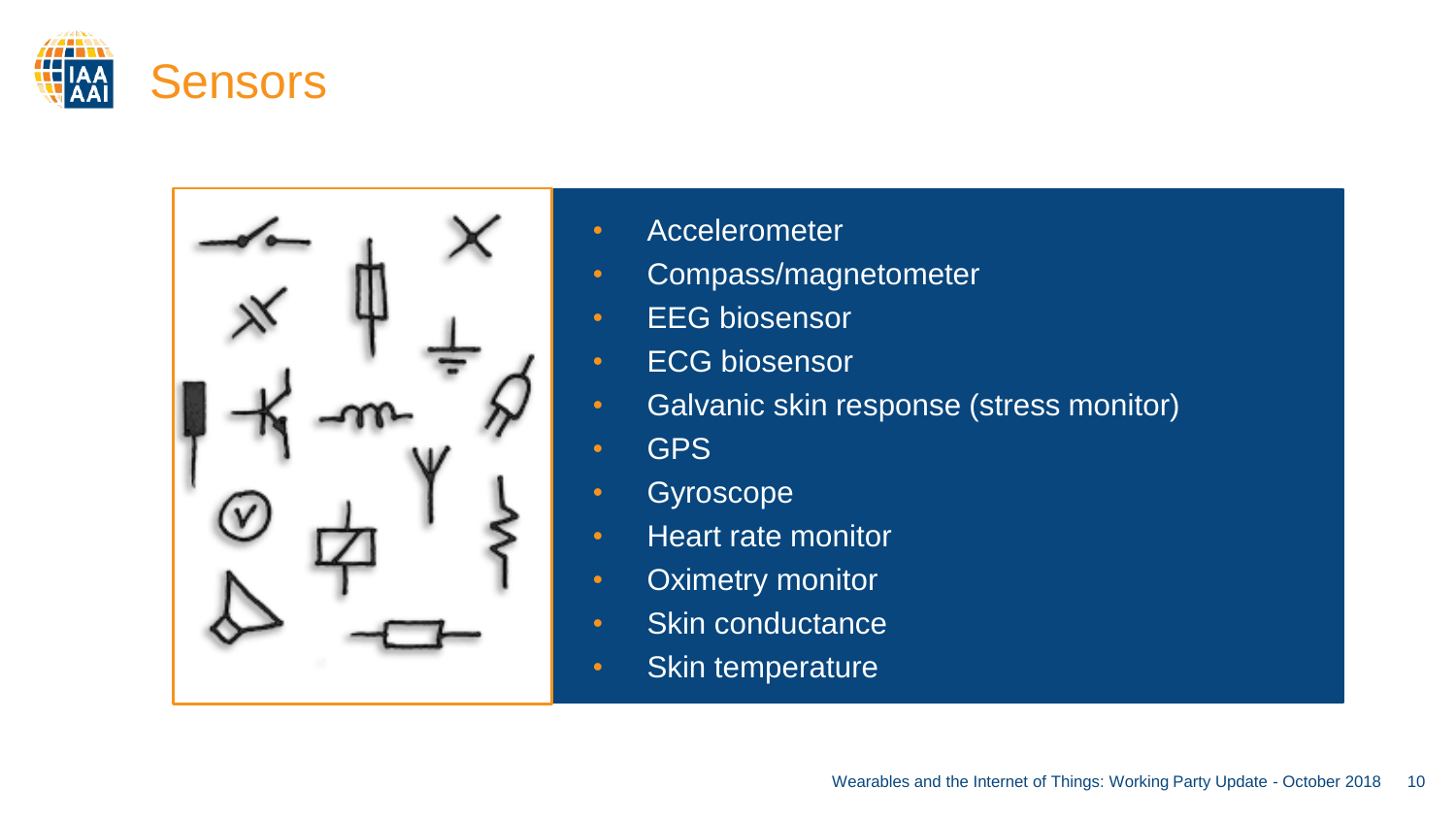# Sensors

- Accelerometer
- Compass/magnetometer
- EEG biosensor
- ECG biosensor
- Galvanic skin response (stress monitor)
- GPS
- Gyroscope
- Heart rate monitor
- Oximetry monitor
- Skin conductance
- Skin temperature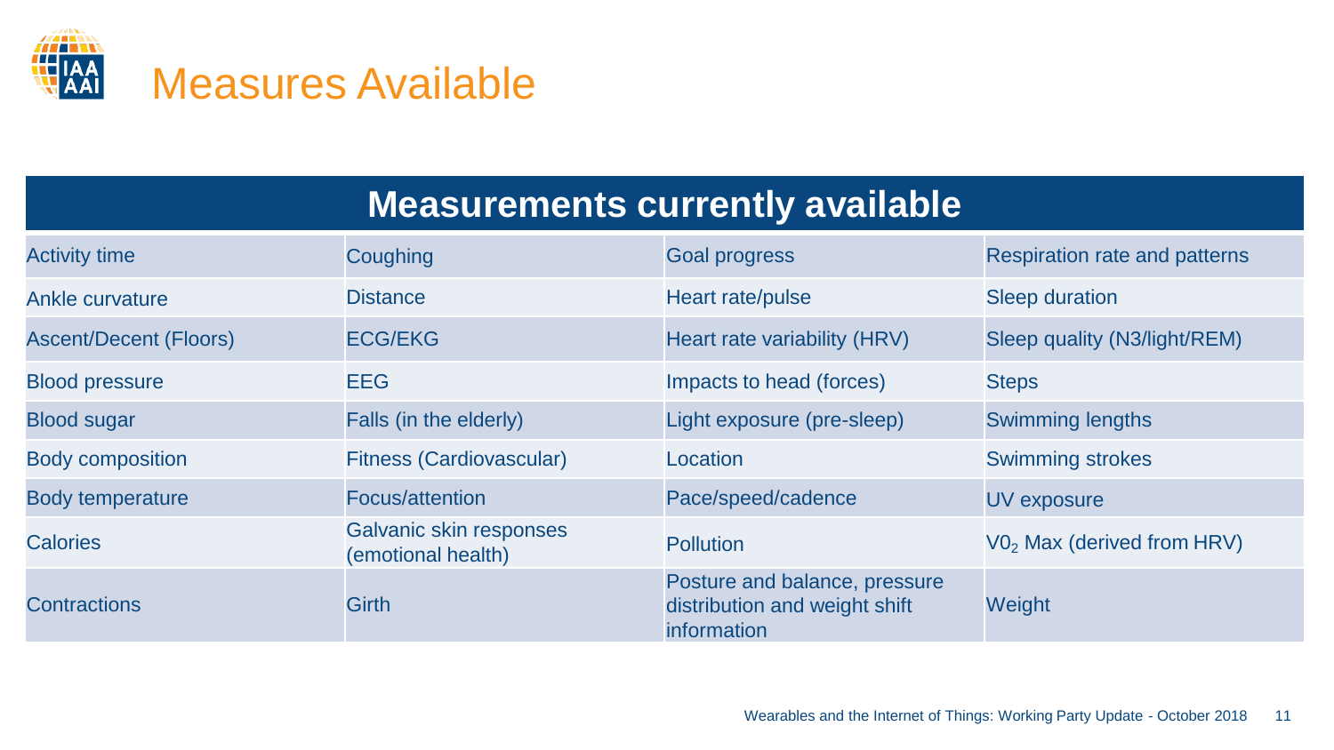# Measures Available

| Measurements currently available | | | |
|---|---|---|---|
| Activity time | Coughing | Goal progress | Respiration rate and patterns |
| Ankle curvature | Distance | Heart rate/pulse | Sleep duration |
| Ascent/Decent (Floors) | ECG/EKG | Heart rate variability (HRV) | Sleep quality (N3/light/REM) |
| Blood pressure | EEG | Impacts to head (forces) | Steps |
| Blood sugar | Falls (in the elderly) | Light exposure (pre-sleep) | Swimming lengths |
| Body composition | Fitness (Cardiovascular) | Location | Swimming strokes |
| Body temperature | Focus/attention | Pace/speed/cadence | UV exposure |
| Calories | Galvanic skin responses (emotional health) | Pollution | $V0_2$ Max (derived from HRV) |
| Contractions | Girth | Posture and balance, pressure distribution and weight shift information | Weight |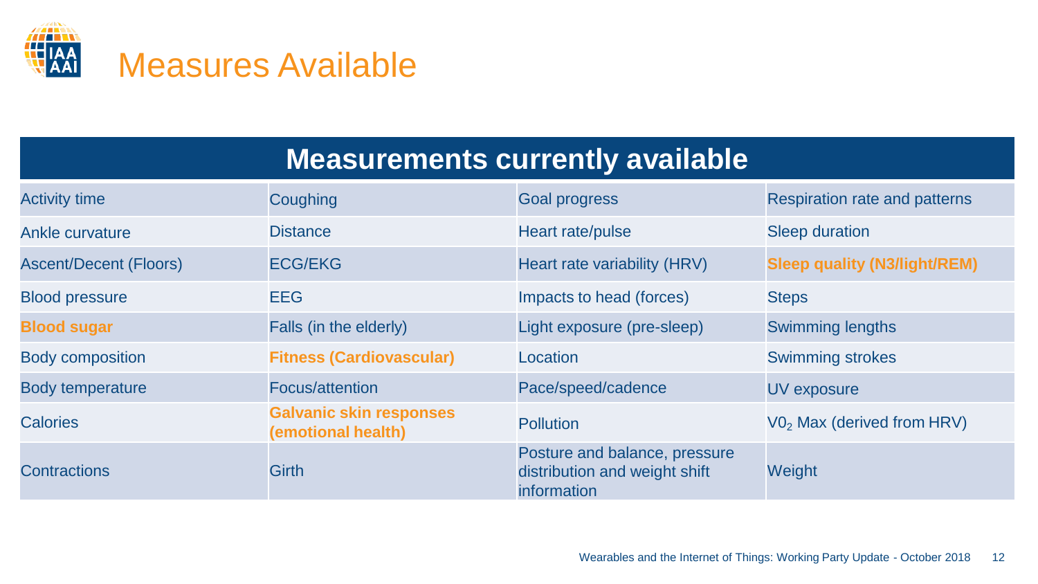# Measures Available

| Measurements currently available | | | |
|---|---|---|---|
| Activity time | Coughing | Goal progress | Respiration rate and patterns |
| Ankle curvature | Distance | Heart rate/pulse | Sleep duration |
| Ascent/Decent (Floors) | ECG/EKG | Heart rate variability (HRV) | **Sleep quality (N3/light/REM)** |
| Blood pressure | EEG | Impacts to head (forces) | Steps |
| **Blood sugar** | Falls (in the elderly) | Light exposure (pre-sleep) | Swimming lengths |
| Body composition | **Fitness (Cardiovascular)** | Location | Swimming strokes |
| Body temperature | Focus/attention | Pace/speed/cadence | UV exposure |
| Calories | **Galvanic skin responses (emotional health)** | Pollution | $V0_2$ Max (derived from HRV) |
| Contractions | Girth | Posture and balance, pressure distribution and weight shift information | Weight |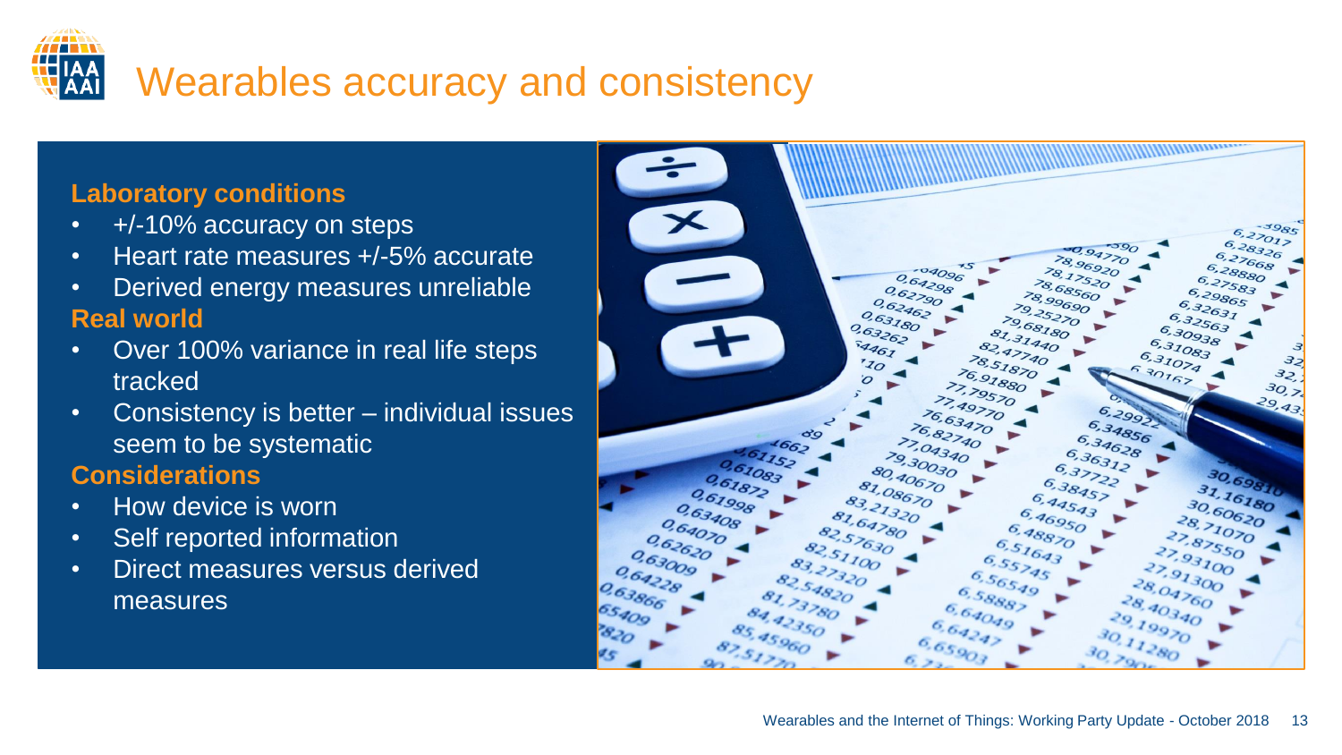# Wearables accuracy and consistency

### Laboratory conditions

- +/-10% accuracy on steps
- Heart rate measures +/-5% accurate
- Derived energy measures unreliable

### Real world

- Over 100% variance in real life steps tracked
- Consistency is better – individual issues seem to be systematic

### Considerations

- How device is worn
- Self reported information
- Direct measures versus derived measures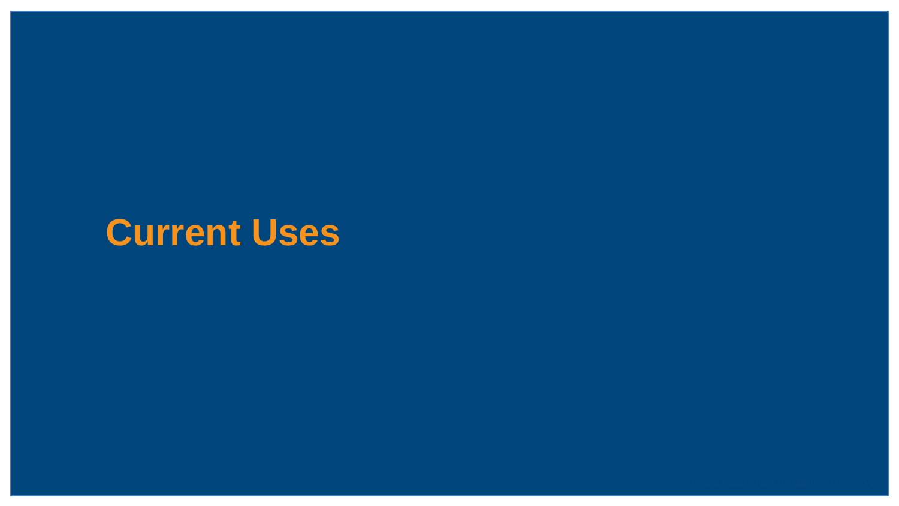# Current Uses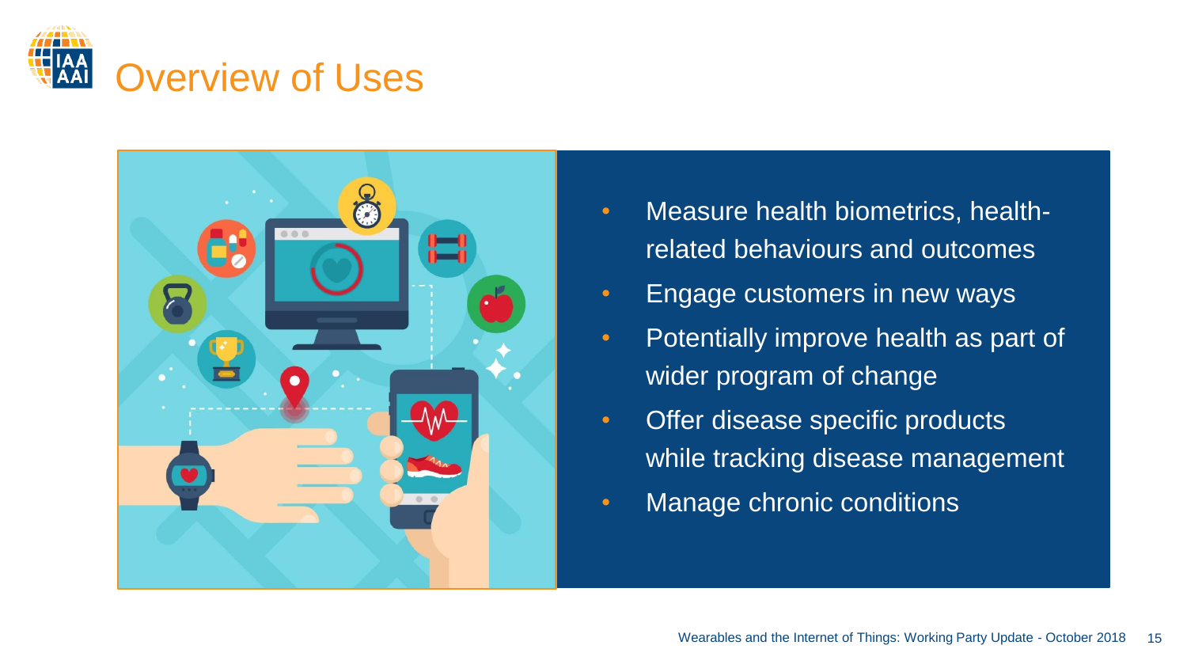# Overview of Uses

- Measure health biometrics, health-related behaviours and outcomes
- Engage customers in new ways
- Potentially improve health as part of wider program of change
- Offer disease specific products while tracking disease management
- Manage chronic conditions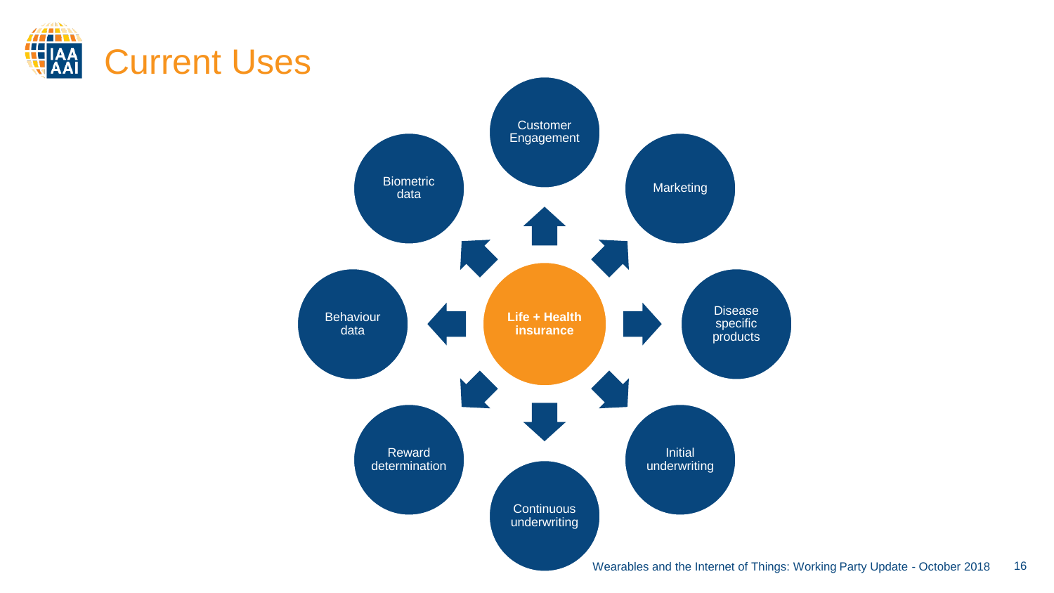# Current Uses

**Life + Health insurance**

- Customer Engagement
- Marketing
- Disease specific products
- Initial underwriting
- Continuous underwriting
- Reward determination
- Behaviour data
- Biometric data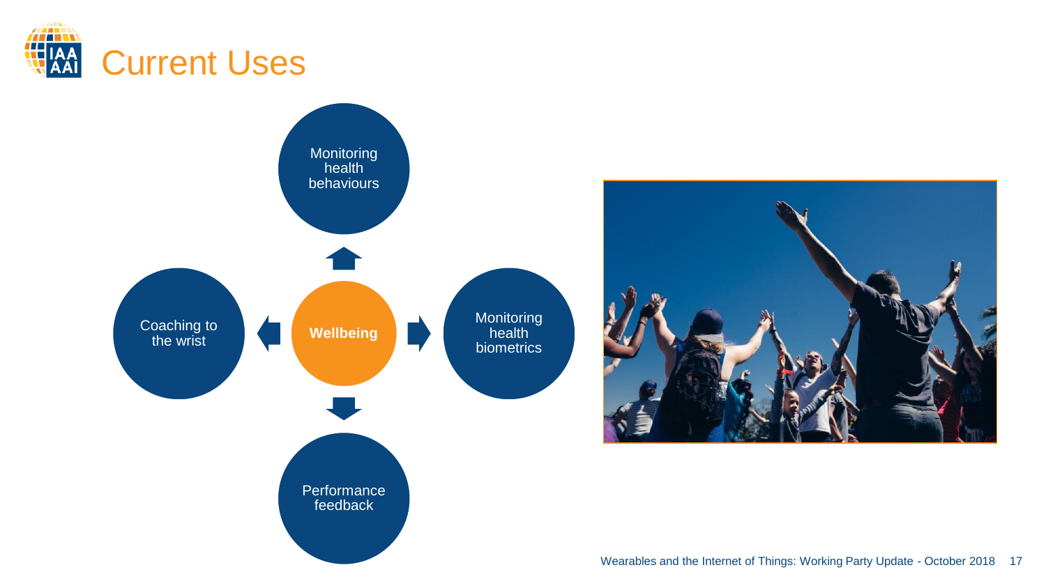# Current Uses

- **Wellbeing**
  - Monitoring health behaviours
  - Monitoring health biometrics
  - Performance feedback
  - Coaching to the wrist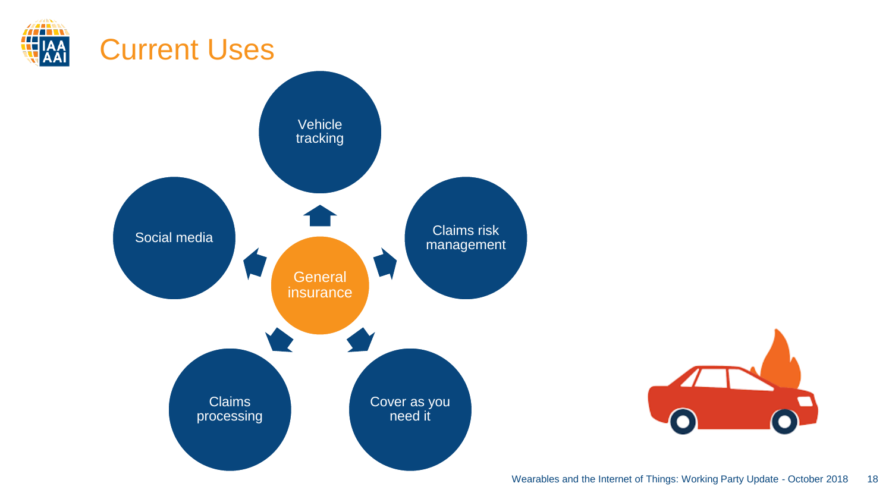# Current Uses

- General insurance
  - Vehicle tracking
  - Claims risk management
  - Cover as you need it
  - Claims processing
  - Social media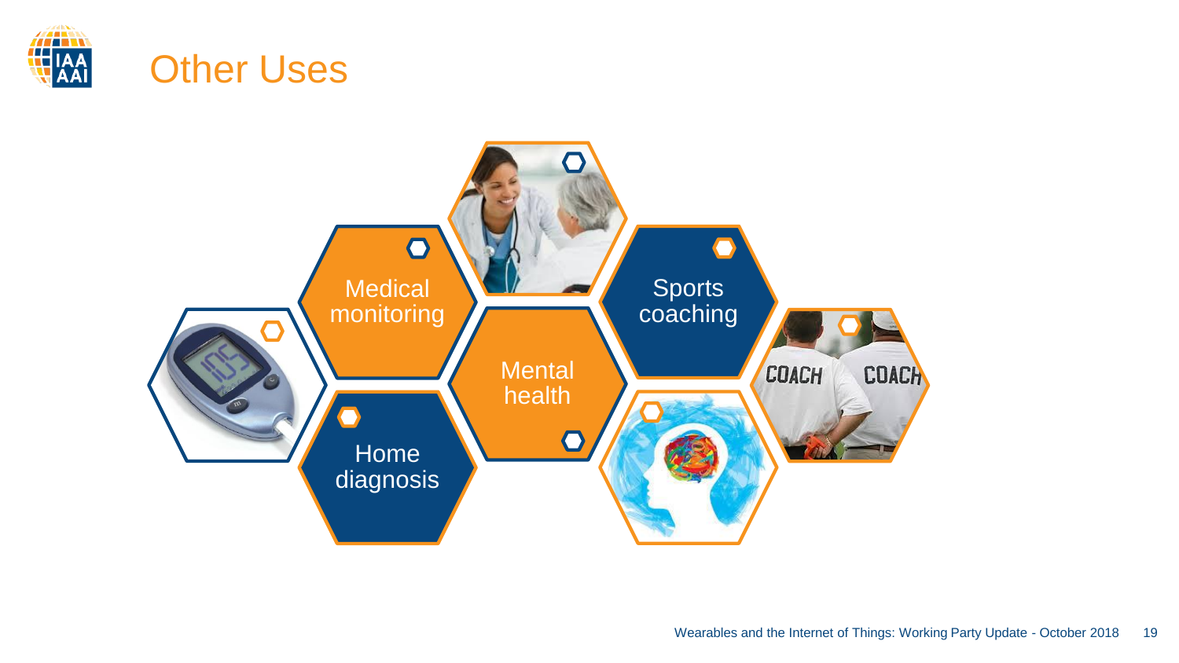# Other Uses

- Medical monitoring
- Home diagnosis
- Mental health
- Sports coaching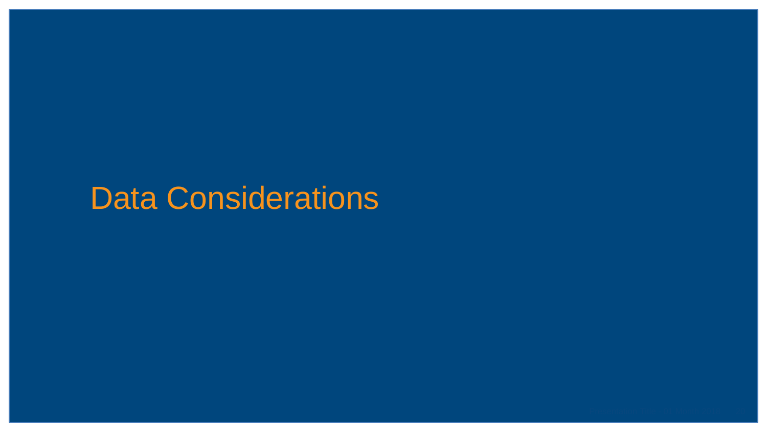# Data Considerations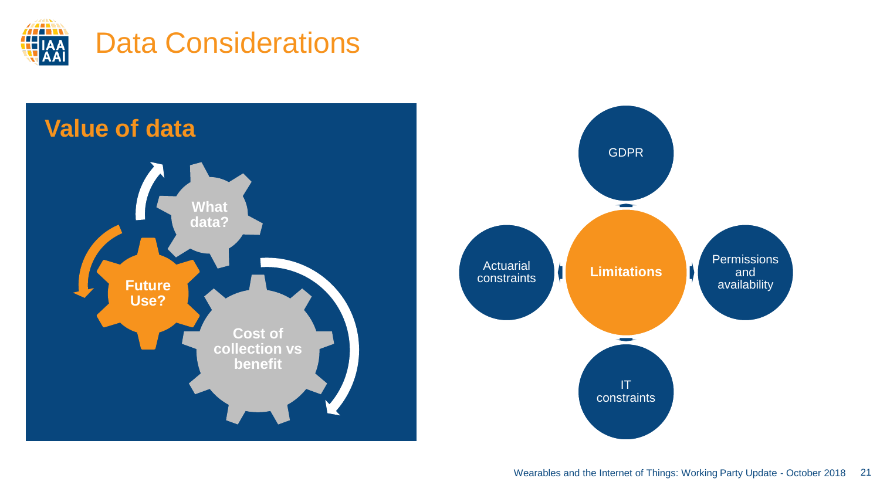# Data Considerations

## Value of data

- What data?
- Cost of collection vs benefit
- Future Use?

## Limitations

- GDPR
- Permissions and availability
- IT constraints
- Actuarial constraints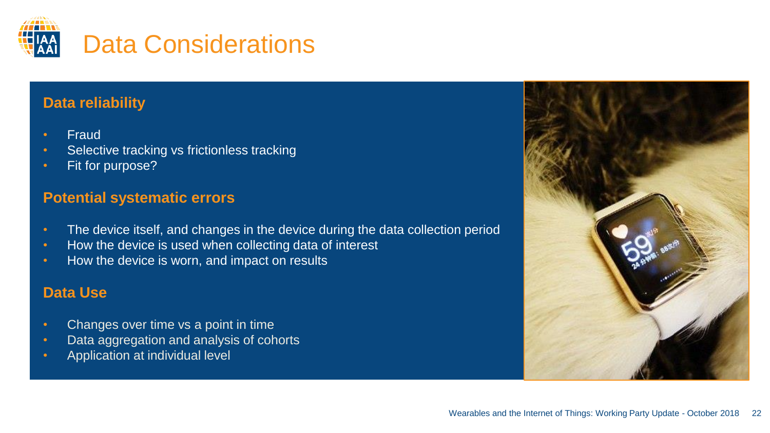# Data Considerations

## Data reliability

- Fraud
- Selective tracking vs frictionless tracking
- Fit for purpose?

## Potential systematic errors

- The device itself, and changes in the device during the data collection period
- How the device is used when collecting data of interest
- How the device is worn, and impact on results

## Data Use

- Changes over time vs a point in time
- Data aggregation and analysis of cohorts
- Application at individual level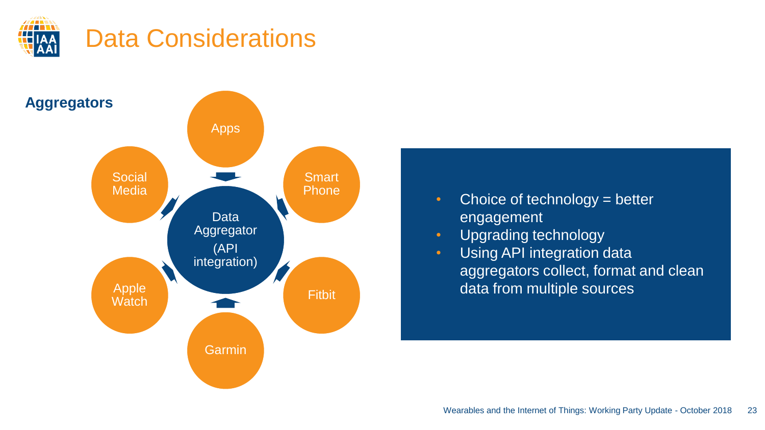# Data Considerations

**Aggregators**

Apps

Social Media

Smart Phone

Data Aggregator (API integration)

Apple Watch

Fitbit

Garmin

- Choice of technology = better engagement
- Upgrading technology
- Using API integration data aggregators collect, format and clean data from multiple sources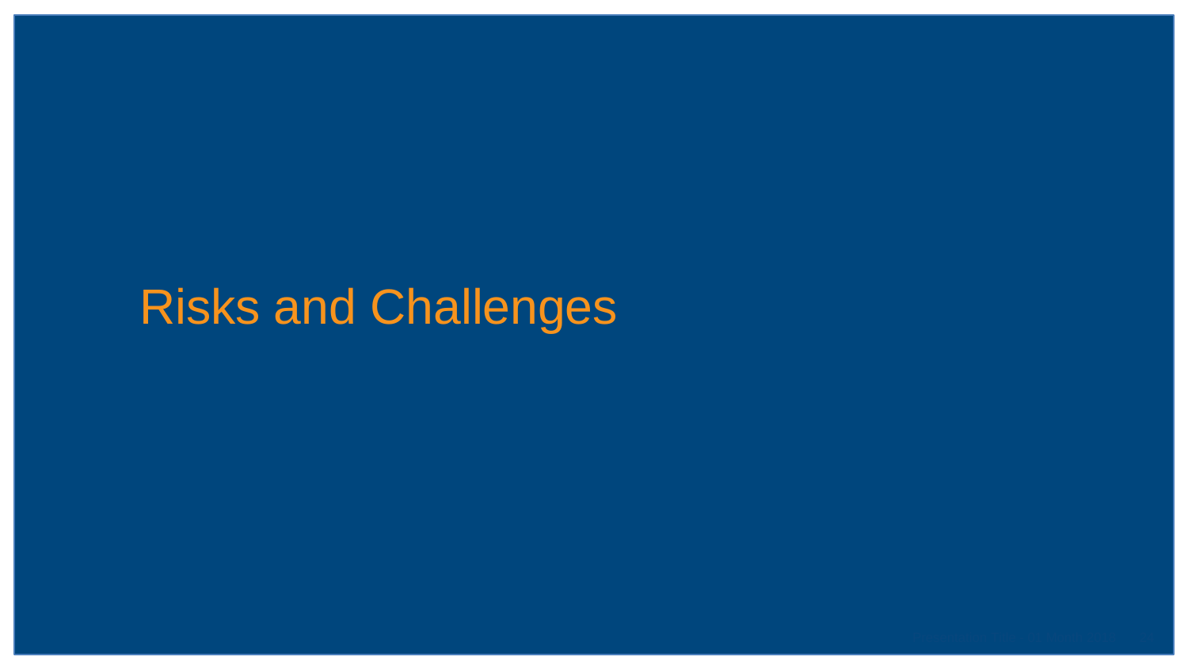# Risks and Challenges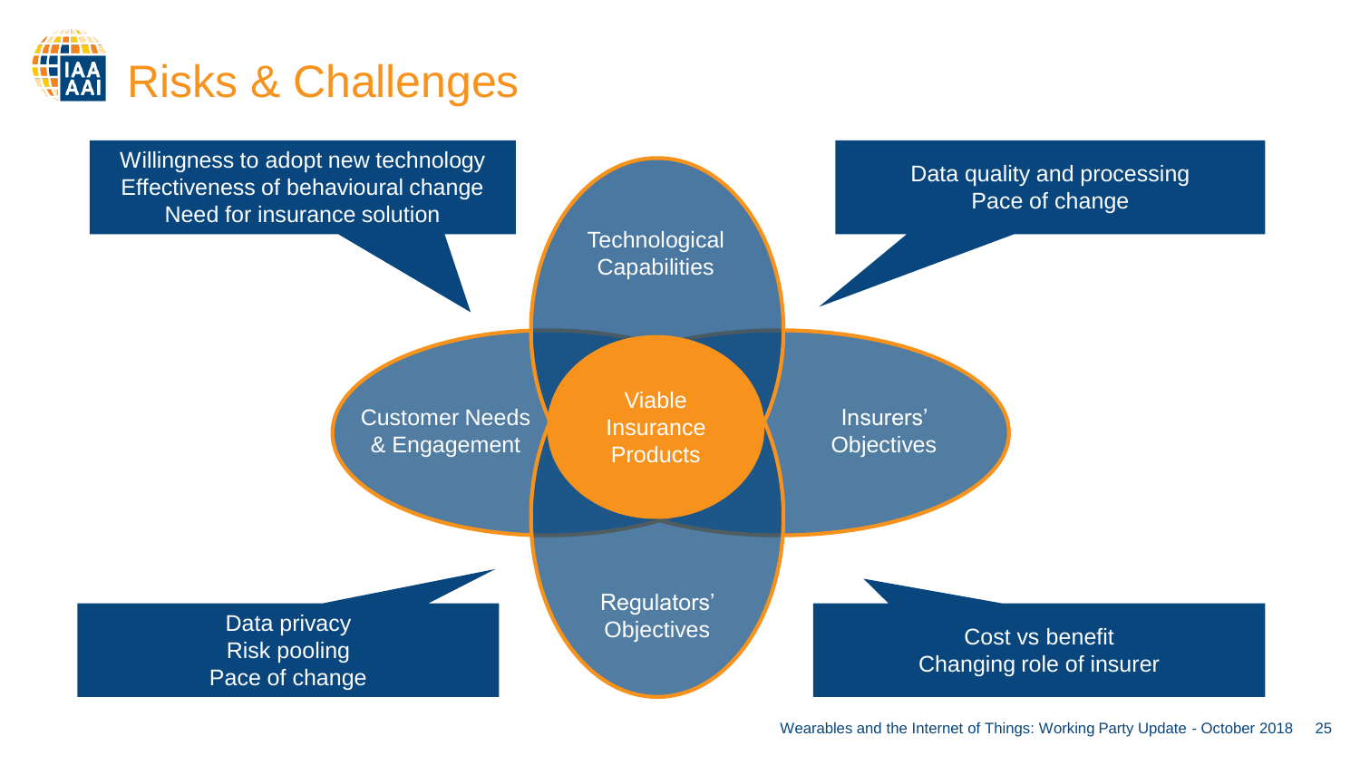# Risks & Challenges

Willingness to adopt new technology
Effectiveness of behavioural change
Need for insurance solution

Data quality and processing
Pace of change

Technological Capabilities

Customer Needs & Engagement

Viable Insurance Products

Insurers' Objectives

Regulators' Objectives

Data privacy
Risk pooling
Pace of change

Cost vs benefit
Changing role of insurer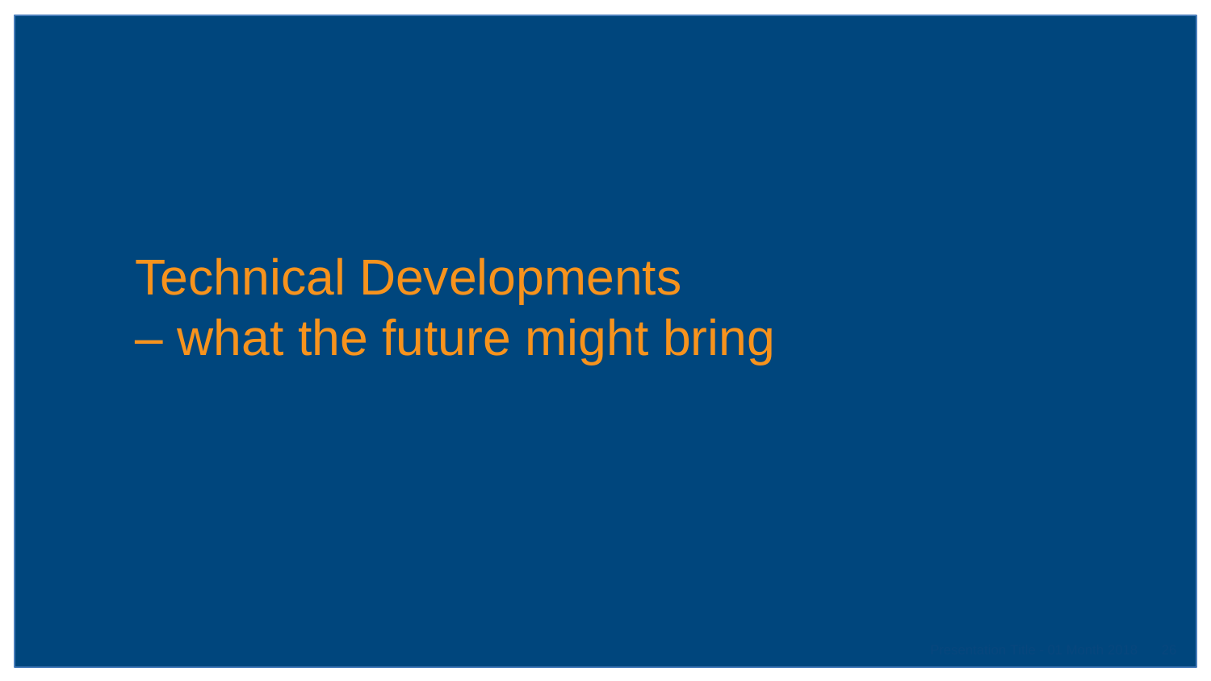# Technical Developments – what the future might bring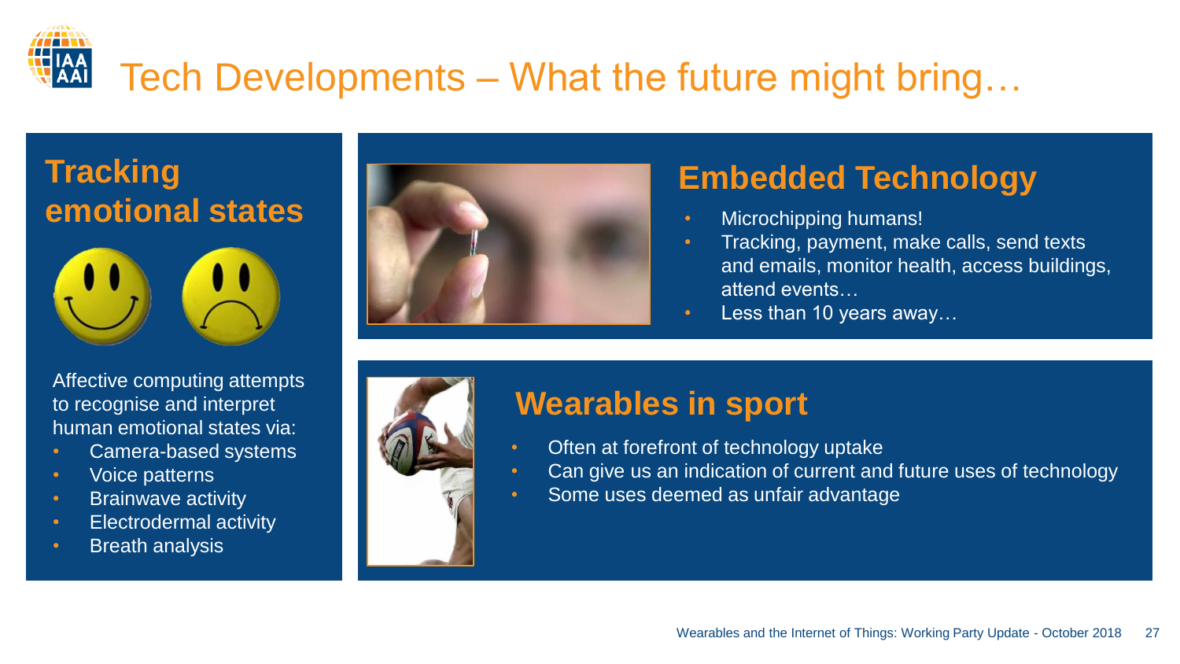# Tech Developments – What the future might bring…

## Tracking emotional states

Affective computing attempts to recognise and interpret human emotional states via:

- Camera-based systems
- Voice patterns
- Brainwave activity
- Electrodermal activity
- Breath analysis

## Embedded Technology

- Microchipping humans!
- Tracking, payment, make calls, send texts and emails, monitor health, access buildings, attend events…
- Less than 10 years away…

## Wearables in sport

- Often at forefront of technology uptake
- Can give us an indication of current and future uses of technology
- Some uses deemed as unfair advantage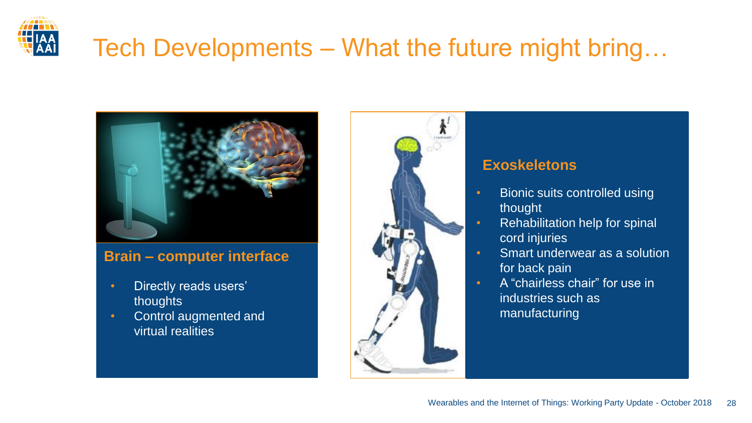# Tech Developments – What the future might bring…

## Brain – computer interface

- Directly reads users' thoughts
- Control augmented and virtual realities

## Exoskeletons

- Bionic suits controlled using thought
- Rehabilitation help for spinal cord injuries
- Smart underwear as a solution for back pain
- A "chairless chair" for use in industries such as manufacturing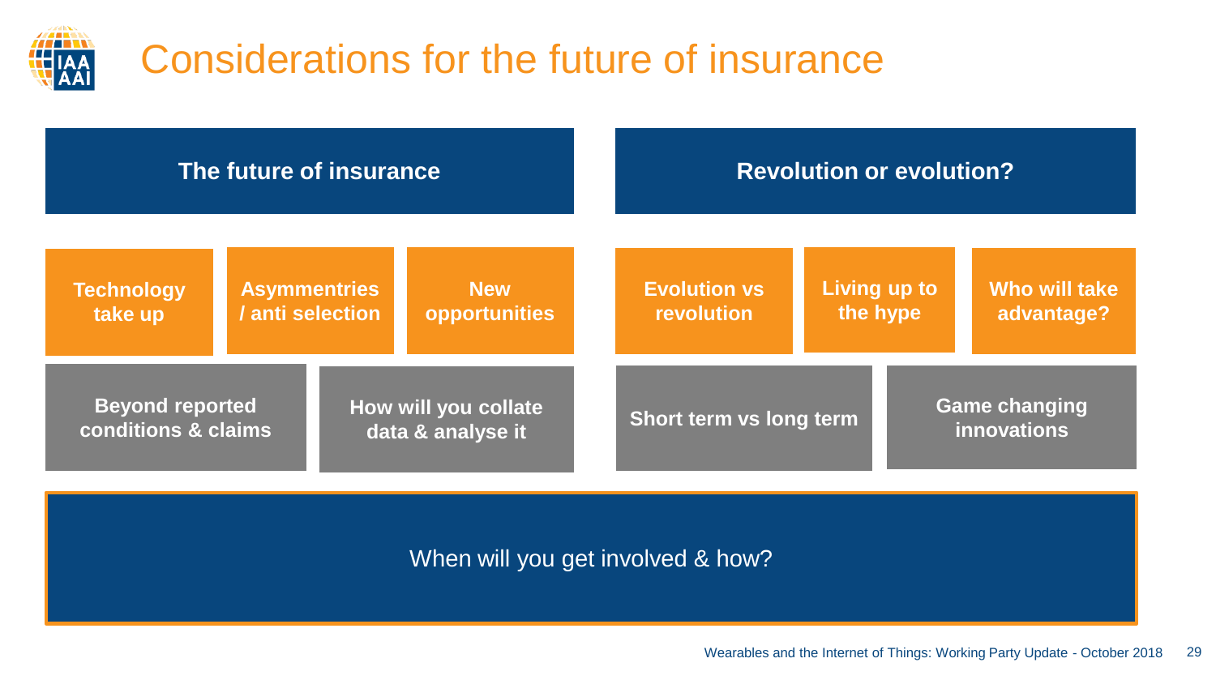# Considerations for the future of insurance

## The future of insurance

- Technology take up
- Asymmentries / anti selection
- New opportunities
- Beyond reported conditions & claims
- How will you collate data & analyse it

## Revolution or evolution?

- Evolution vs revolution
- Living up to the hype
- Who will take advantage?
- Short term vs long term
- Game changing innovations

When will you get involved & how?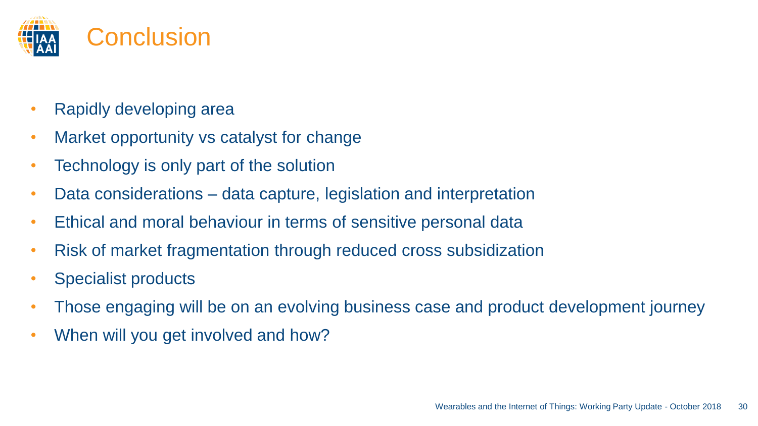# Conclusion

- Rapidly developing area
- Market opportunity vs catalyst for change
- Technology is only part of the solution
- Data considerations – data capture, legislation and interpretation
- Ethical and moral behaviour in terms of sensitive personal data
- Risk of market fragmentation through reduced cross subsidization
- Specialist products
- Those engaging will be on an evolving business case and product development journey
- When will you get involved and how?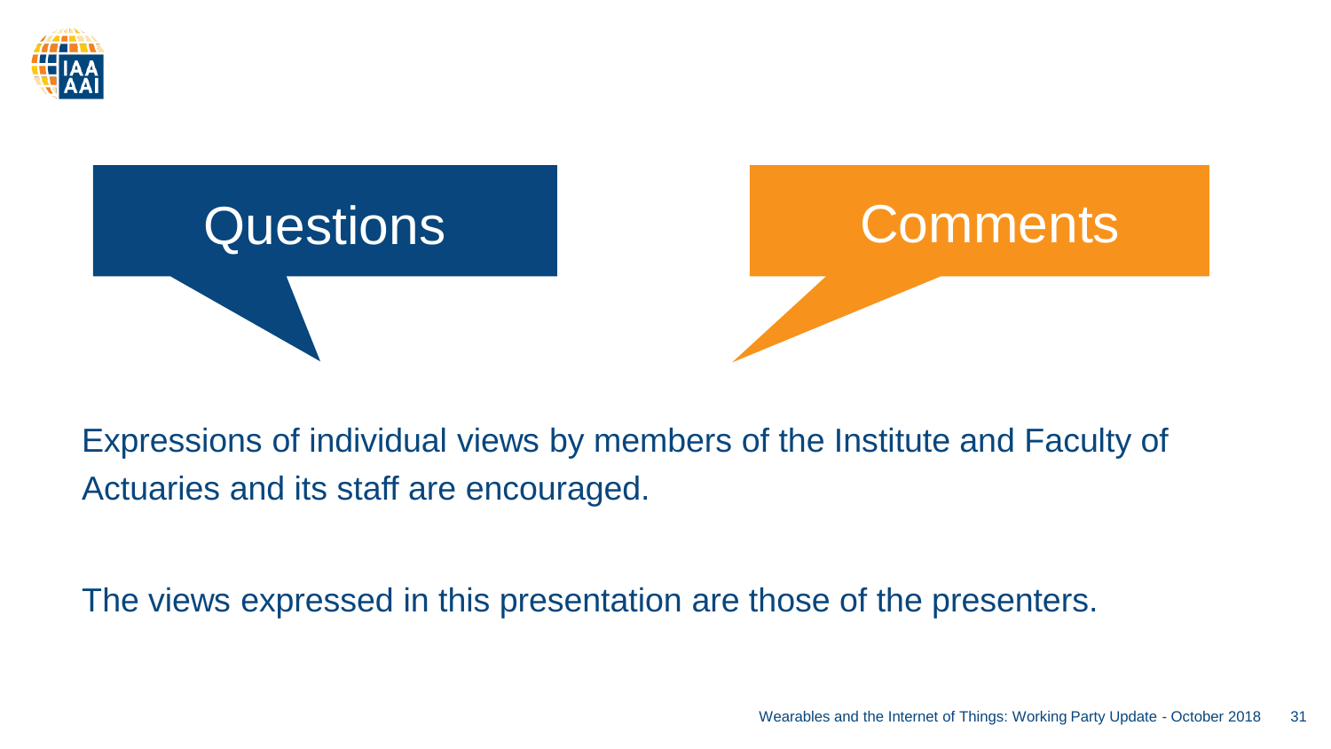# Questions

# Comments

Expressions of individual views by members of the Institute and Faculty of Actuaries and its staff are encouraged.

The views expressed in this presentation are those of the presenters.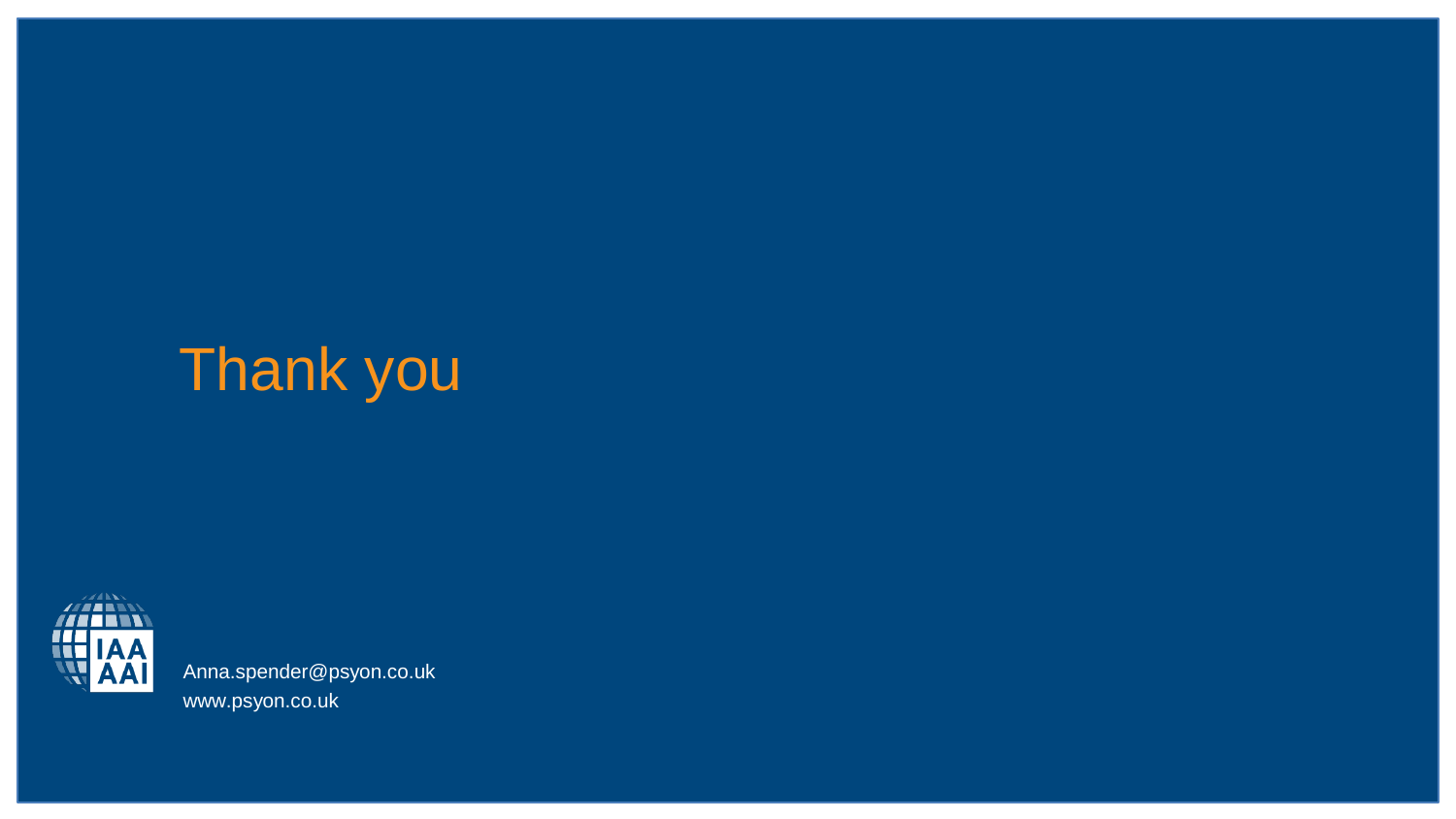# Thank you

IAA AAI

Anna.spender@psyon.co.uk
www.psyon.co.uk